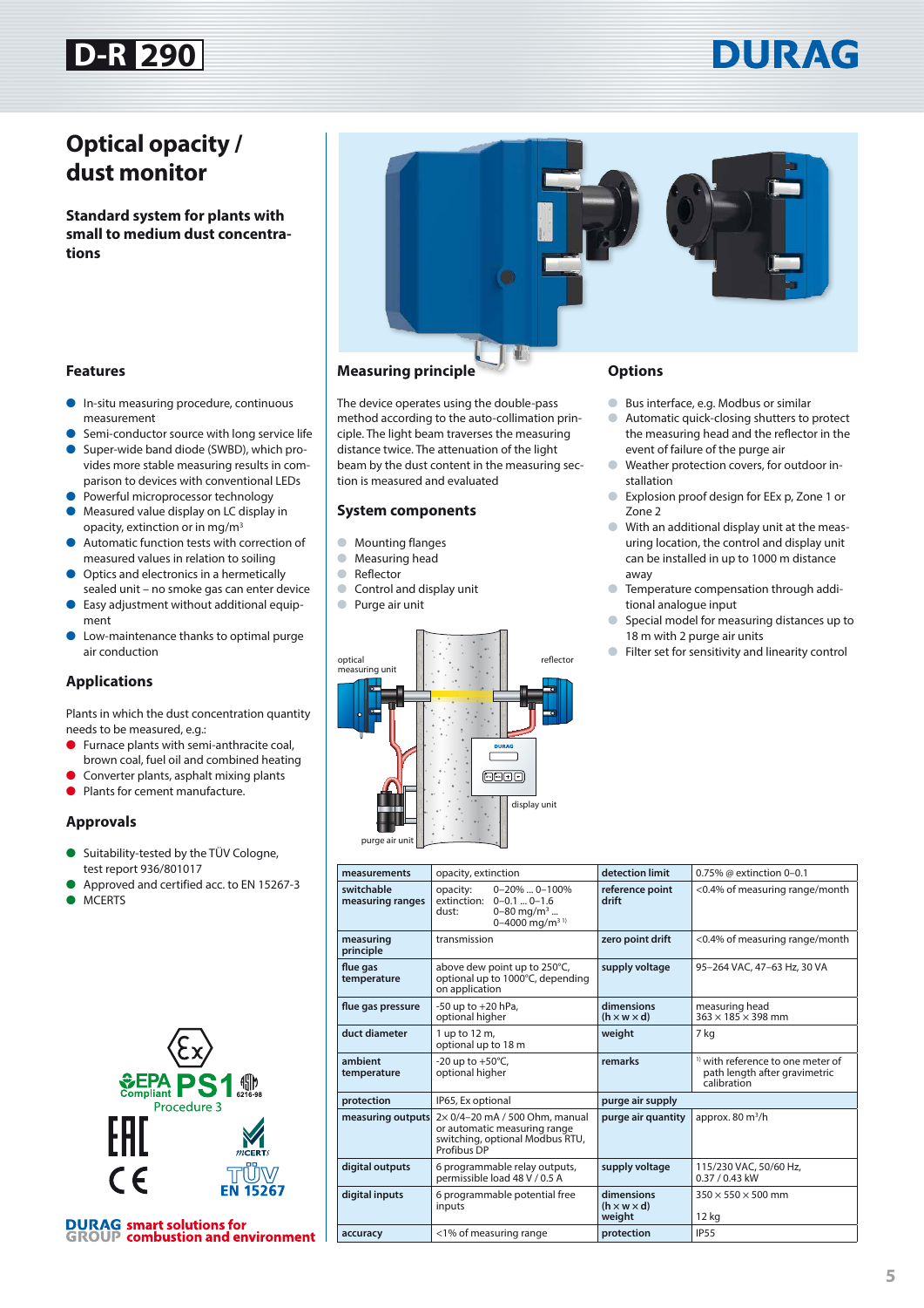# D-R 290

DURAG

## Optical opacity / dust monitor

**Standard system for plants with small to medium dust concentrations**

### Features

- In-situ measuring procedure, continuous measurement
- Semi-conductor source with long service life
- Super-wide band diode (SWBD), which provides more stable measuring results in comparison to devices with conventional LEDs
- Powerful microprocessor technology
- Measured value display on LC display in opacity, extinction or in mg/m³
- Automatic function tests with correction of measured values in relation to soiling
- Optics and electronics in a hermetically sealed unit – no smoke gas can enter device
- Easy adjustment without additional equipment
- Low-maintenance thanks to optimal purge air conduction

### Applications

Plants in which the dust concentration quantity needs to be measured, e.g.:

- Furnace plants with semi-anthracite coal, brown coal, fuel oil and combined heating
- Converter plants, asphalt mixing plants
- Plants for cement manufacture.

### Approvals

- Suitability-tested by the TÜV Cologne, test report 936/801017
- Approved and certified acc. to EN 15267-3
- MCERTS

EPA Compliant PS1 Procedure 3 · EN 15267

DURAG GROUP smart solutions for combustion and environment

### Measuring principle

The device operates using the double-pass method according to the auto-collimation principle. The light beam traverses the measuring distance twice. The attenuation of the light beam by the dust content in the measuring section is measured and evaluated

### System components

- Mounting flanges
- Measuring head
- Reflector
- Control and display unit
- Purge air unit

optical measuring unit · reflector · display unit · purge air unit

### Options

- Bus interface, e.g. Modbus or similar
- Automatic quick-closing shutters to protect the measuring head and the reflector in the event of failure of the purge air
- Weather protection covers, for outdoor installation
- Explosion proof design for EEx p, Zone 1 or Zone 2
- With an additional display unit at the measuring location, the control and display unit can be installed in up to 1000 m distance away
- Temperature compensation through additional analogue input
- Special model for measuring distances up to 18 m with 2 purge air units
- Filter set for sensitivity and linearity control

| | | | |
|---|---|---|---|
| **measurements** | opacity, extinction | **detection limit** | 0.75% @ extinction 0–0.1 |
| **switchable measuring ranges** | opacity: 0–20% ... 0–100%<br>extinction: 0–0.1 ... 0–1.6<br>dust: 0–80 mg/m³ ... 0–4000 mg/m³ [1)] | **reference point drift** | <0.4% of measuring range/month |
| **measuring principle** | transmission | **zero point drift** | <0.4% of measuring range/month |
| **flue gas temperature** | above dew point up to 250°C, optional up to 1000°C, depending on application | **supply voltage** | 95–264 VAC, 47–63 Hz, 30 VA |
| **flue gas pressure** | -50 up to +20 hPa, optional higher | **dimensions (h × w × d)** | measuring head<br>363 × 185 × 398 mm |
| **duct diameter** | 1 up to 12 m, optional up to 18 m | **weight** | 7 kg |
| **ambient temperature** | -20 up to +50°C, optional higher | **remarks** | [1)] with reference to one meter of path length after gravimetric calibration |
| **protection** | IP65, Ex optional | **purge air supply** | |
| **measuring outputs** | 2× 0/4–20 mA / 500 Ohm, manual or automatic measuring range switching, optional Modbus RTU, Profibus DP | **purge air quantity** | approx. 80 m³/h |
| **digital outputs** | 6 programmable relay outputs, permissible load 48 V / 0.5 A | **supply voltage** | 115/230 VAC, 50/60 Hz, 0.37 / 0.43 kW |
| **digital inputs** | 6 programmable potential free inputs | **dimensions (h × w × d)**<br>**weight** | 350 × 550 × 500 mm<br>12 kg |
| **accuracy** | <1% of measuring range | **protection** | IP55 |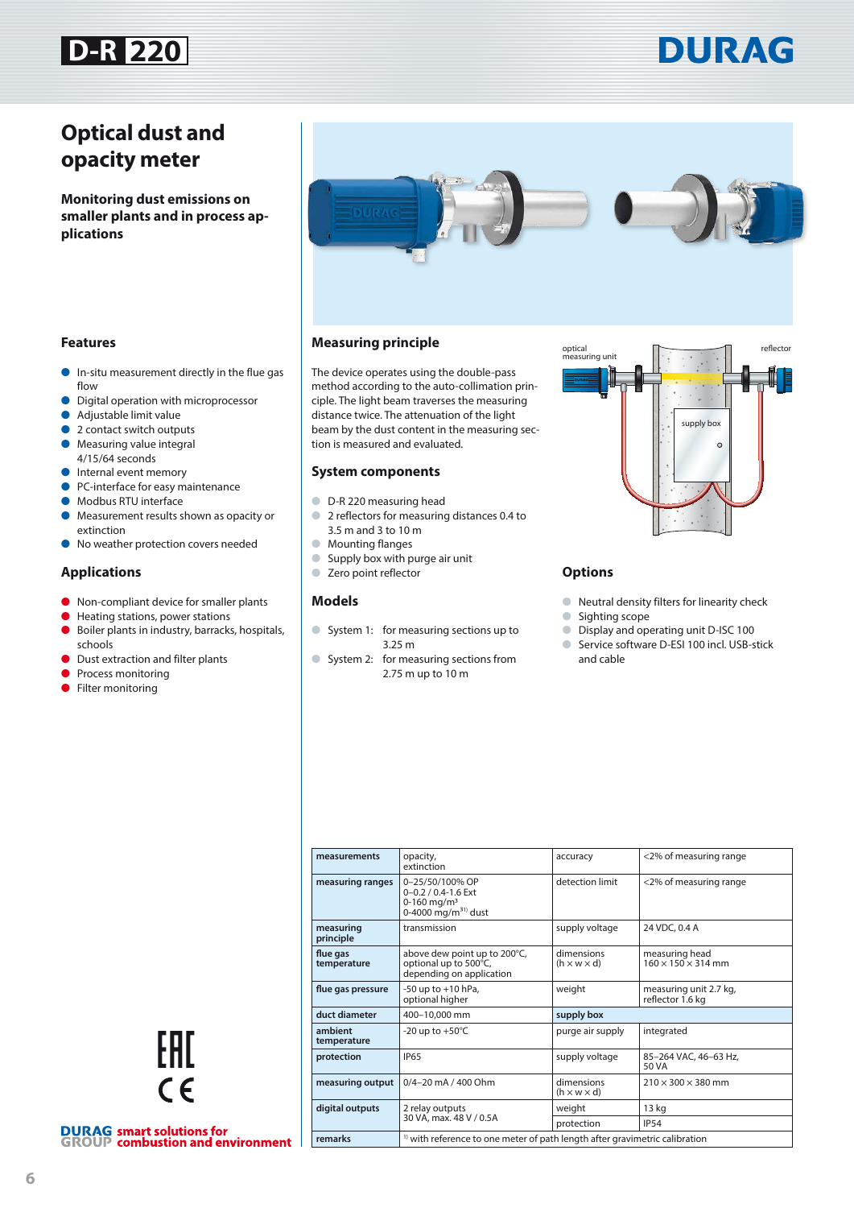# D-R 220

DURAG

# Optical dust and opacity meter

**Monitoring dust emissions on smaller plants and in process applications**

## Features

- In-situ measurement directly in the flue gas flow
- Digital operation with microprocessor
- Adjustable limit value
- 2 contact switch outputs
- Measuring value integral 4/15/64 seconds
- Internal event memory
- PC-interface for easy maintenance
- Modbus RTU interface
- Measurement results shown as opacity or extinction
- No weather protection covers needed

## Applications

- Non-compliant device for smaller plants
- Heating stations, power stations
- Boiler plants in industry, barracks, hospitals, schools
- Dust extraction and filter plants
- Process monitoring
- Filter monitoring

## Measuring principle

The device operates using the double-pass method according to the auto-collimation principle. The light beam traverses the measuring distance twice. The attenuation of the light beam by the dust content in the measuring section is measured and evaluated.

optical measuring unit

reflector

supply box

## System components

- D-R 220 measuring head
- 2 reflectors for measuring distances 0.4 to 3.5 m and 3 to 10 m
- Mounting flanges
- Supply box with purge air unit
- Zero point reflector

## Models

- System 1: for measuring sections up to 3.25 m
- System 2: for measuring sections from 2.75 m up to 10 m

## Options

- Neutral density filters for linearity check
- Sighting scope
- Display and operating unit D-ISC 100
- Service software D-ESI 100 incl. USB-stick and cable

| | | | |
|---|---|---|---|
| **measurements** | opacity, extinction | accuracy | <2% of measuring range |
| **measuring ranges** | 0–25/50/100% OP<br>0–0.2 / 0.4-1.6 Ext<br>0-160 mg/m³<br>0-4000 mg/m³ [1)] dust | detection limit | <2% of measuring range |
| **measuring principle** | transmission | supply voltage | 24 VDC, 0.4 A |
| **flue gas temperature** | above dew point up to 200°C, optional up to 500°C, depending on application | dimensions (h × w × d) | measuring head 160 × 150 × 314 mm |
| **flue gas pressure** | -50 up to +10 hPa, optional higher | weight | measuring unit 2.7 kg, reflector 1.6 kg |
| **duct diameter** | 400–10,000 mm | **supply box** | |
| **ambient temperature** | -20 up to +50°C | purge air supply | integrated |
| **protection** | IP65 | supply voltage | 85–264 VAC, 46–63 Hz, 50 VA |
| **measuring output** | 0/4–20 mA / 400 Ohm | dimensions (h × w × d) | 210 × 300 × 380 mm |
| **digital outputs** | 2 relay outputs 30 VA, max. 48 V / 0.5A | weight | 13 kg |
| | | protection | IP54 |
| **remarks** | [1)] with reference to one meter of path length after gravimetric calibration | | |

EAC CE

DURAG GROUP smart solutions for combustion and environment